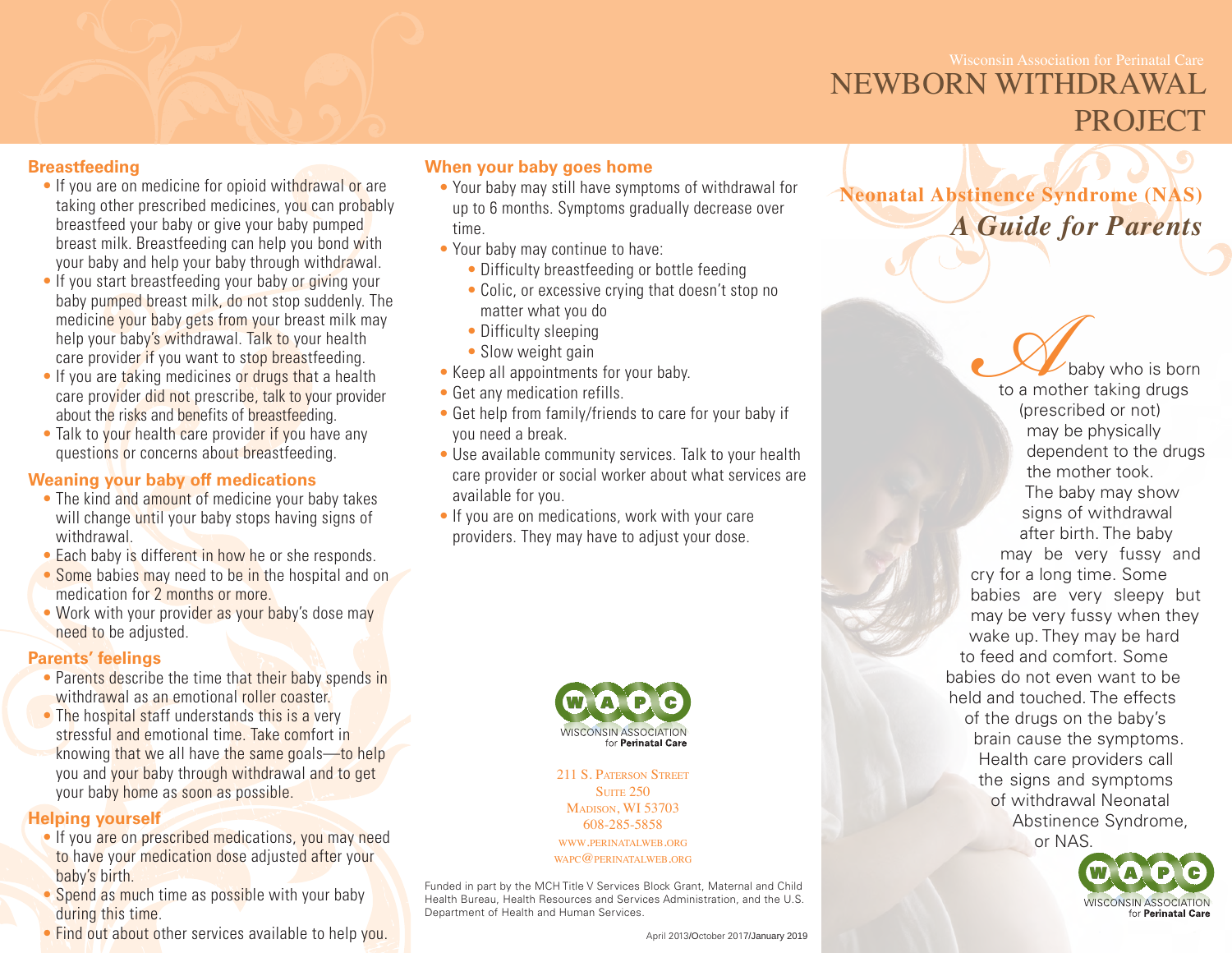Wisconsin Association for Perinatal Care

# NEWBORN WITHDRAWAL PROJECT

## Neonatal Abstinence Syndrome (NAS)

## *A Guide for Parents*

A baby who is born to a mother taking drugs (prescribed or not) may be physically dependent to the drugs the mother took. The baby may show signs of withdrawal after birth. The baby may be very fussy and cry for a long time. Some babies are very sleepy but may be very fussy when they wake up. They may be hard to feed and comfort. Some babies do not even want to be held and touched. The effects of the drugs on the baby's brain cause the symptoms. Health care providers call the signs and symptoms of withdrawal Neonatal Abstinence Syndrome, or NAS.

WAPC WISCONSIN ASSOCIATION for Perinatal Care

### Breastfeeding

- If you are on medicine for opioid withdrawal or are taking other prescribed medicines, you can probably breastfeed your baby or give your baby pumped breast milk. Breastfeeding can help you bond with your baby and help your baby through withdrawal.
- If you start breastfeeding your baby or giving your baby pumped breast milk, do not stop suddenly. The medicine your baby gets from your breast milk may help your baby's withdrawal. Talk to your health care provider if you want to stop breastfeeding.
- If you are taking medicines or drugs that a health care provider did not prescribe, talk to your provider about the risks and benefits of breastfeeding.
- Talk to your health care provider if you have any questions or concerns about breastfeeding.

### Weaning your baby off medications

- The kind and amount of medicine your baby takes will change until your baby stops having signs of withdrawal.
- Each baby is different in how he or she responds.
- Some babies may need to be in the hospital and on medication for 2 months or more.
- Work with your provider as your baby's dose may need to be adjusted.

### Parents' feelings

- Parents describe the time that their baby spends in withdrawal as an emotional roller coaster.
- The hospital staff understands this is a very stressful and emotional time. Take comfort in knowing that we all have the same goals—to help you and your baby through withdrawal and to get your baby home as soon as possible.

### Helping yourself

- If you are on prescribed medications, you may need to have your medication dose adjusted after your baby's birth.
- Spend as much time as possible with your baby during this time.
- Find out about other services available to help you.

### When your baby goes home

- Your baby may still have symptoms of withdrawal for up to 6 months. Symptoms gradually decrease over time.
- Your baby may continue to have:
  - Difficulty breastfeeding or bottle feeding
  - Colic, or excessive crying that doesn't stop no matter what you do
  - Difficulty sleeping
  - Slow weight gain
- Keep all appointments for your baby.
- Get any medication refills.
- Get help from family/friends to care for your baby if you need a break.
- Use available community services. Talk to your health care provider or social worker about what services are available for you.
- If you are on medications, work with your care providers. They may have to adjust your dose.

WAPC WISCONSIN ASSOCIATION for Perinatal Care

211 S. Paterson Street
Suite 250
Madison, WI 53703
608-285-5858
www.perinatalweb.org
wapc@perinatalweb.org

Funded in part by the MCH Title V Services Block Grant, Maternal and Child Health Bureau, Health Resources and Services Administration, and the U.S. Department of Health and Human Services.

April 2013/October 2017/January 2019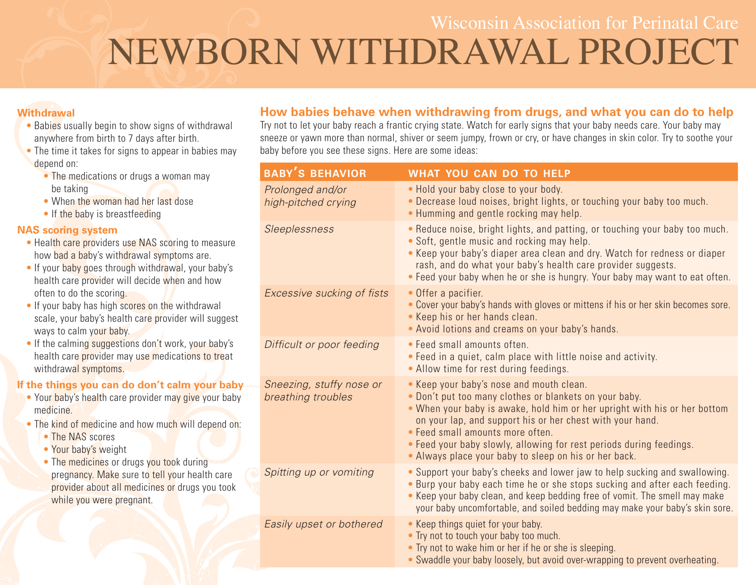Wisconsin Association for Perinatal Care

# NEWBORN WITHDRAWAL PROJECT

## Withdrawal

- Babies usually begin to show signs of withdrawal anywhere from birth to 7 days after birth.
- The time it takes for signs to appear in babies may depend on:
  - The medications or drugs a woman may be taking
  - When the woman had her last dose
  - If the baby is breastfeeding

## NAS scoring system

- Health care providers use NAS scoring to measure how bad a baby's withdrawal symptoms are.
- If your baby goes through withdrawal, your baby's health care provider will decide when and how often to do the scoring.
- If your baby has high scores on the withdrawal scale, your baby's health care provider will suggest ways to calm your baby.
- If the calming suggestions don't work, your baby's health care provider may use medications to treat withdrawal symptoms.

## If the things you can do don't calm your baby

- Your baby's health care provider may give your baby medicine.
- The kind of medicine and how much will depend on:
  - The NAS scores
  - Your baby's weight
  - The medicines or drugs you took during pregnancy. Make sure to tell your health care provider about all medicines or drugs you took while you were pregnant.

## How babies behave when withdrawing from drugs, and what you can do to help

Try not to let your baby reach a frantic crying state. Watch for early signs that your baby needs care. Your baby may sneeze or yawn more than normal, shiver or seem jumpy, frown or cry, or have changes in skin color. Try to soothe your baby before you see these signs. Here are some ideas:

| BABY'S BEHAVIOR | WHAT YOU CAN DO TO HELP |
|---|---|
| *Prolonged and/or high-pitched crying* | • Hold your baby close to your body.<br>• Decrease loud noises, bright lights, or touching your baby too much.<br>• Humming and gentle rocking may help. |
| *Sleeplessness* | • Reduce noise, bright lights, and patting, or touching your baby too much.<br>• Soft, gentle music and rocking may help.<br>• Keep your baby's diaper area clean and dry. Watch for redness or diaper rash, and do what your baby's health care provider suggests.<br>• Feed your baby when he or she is hungry. Your baby may want to eat often. |
| *Excessive sucking of fists* | • Offer a pacifier.<br>• Cover your baby's hands with gloves or mittens if his or her skin becomes sore.<br>• Keep his or her hands clean.<br>• Avoid lotions and creams on your baby's hands. |
| *Difficult or poor feeding* | • Feed small amounts often.<br>• Feed in a quiet, calm place with little noise and activity.<br>• Allow time for rest during feedings. |
| *Sneezing, stuffy nose or breathing troubles* | • Keep your baby's nose and mouth clean.<br>• Don't put too many clothes or blankets on your baby.<br>• When your baby is awake, hold him or her upright with his or her bottom on your lap, and support his or her chest with your hand.<br>• Feed small amounts more often.<br>• Feed your baby slowly, allowing for rest periods during feedings.<br>• Always place your baby to sleep on his or her back. |
| *Spitting up or vomiting* | • Support your baby's cheeks and lower jaw to help sucking and swallowing.<br>• Burp your baby each time he or she stops sucking and after each feeding.<br>• Keep your baby clean, and keep bedding free of vomit. The smell may make your baby uncomfortable, and soiled bedding may make your baby's skin sore. |
| *Easily upset or bothered* | • Keep things quiet for your baby.<br>• Try not to touch your baby too much.<br>• Try not to wake him or her if he or she is sleeping.<br>• Swaddle your baby loosely, but avoid over-wrapping to prevent overheating. |